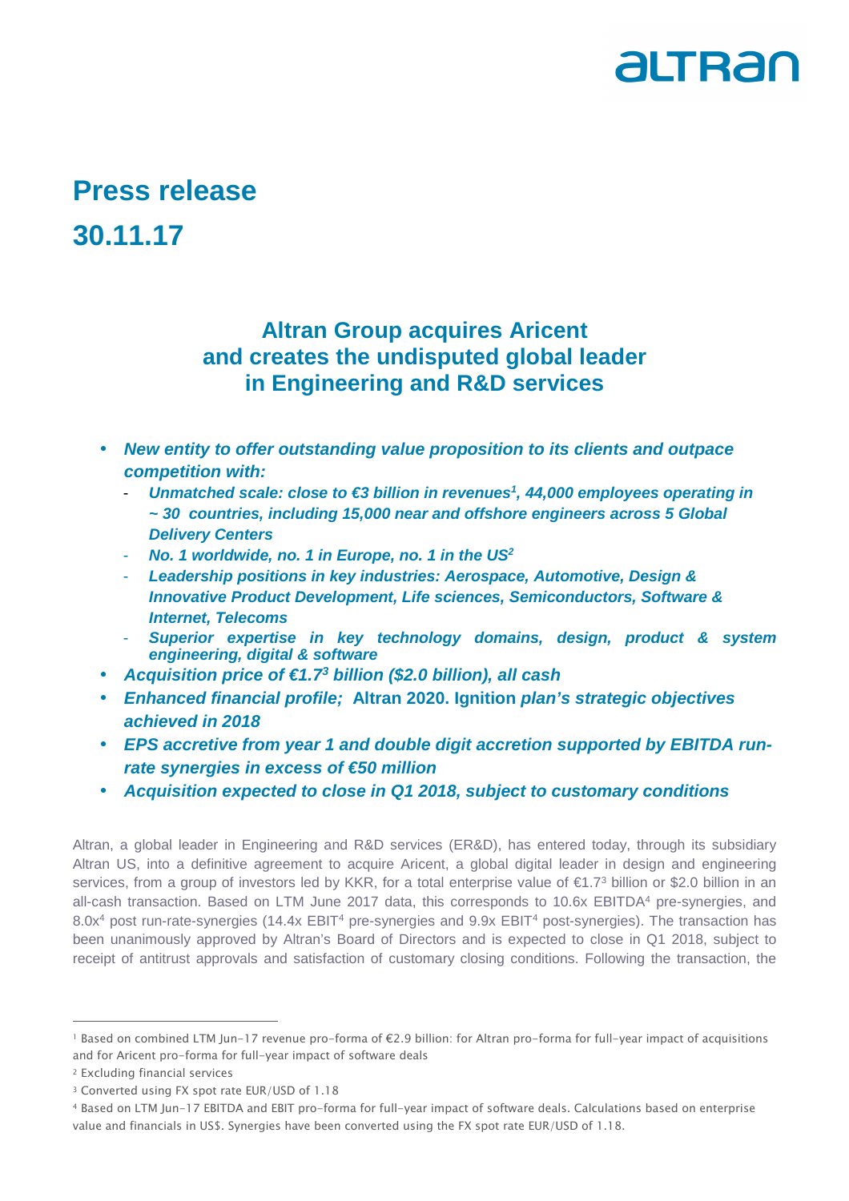# Press release

# 30.11.17

## Altran Group acquires Aricent and creates the undisputed global leader in Engineering and R&D services

- ***New entity to offer outstanding value proposition to its clients and outpace competition with:***
  - ***Unmatched scale: close to €3 billion in revenues[1], 44,000 employees operating in ~ 30 countries, including 15,000 near and offshore engineers across 5 Global Delivery Centers***
  - ***No. 1 worldwide, no. 1 in Europe, no. 1 in the US[2]***
  - ***Leadership positions in key industries: Aerospace, Automotive, Design & Innovative Product Development, Life sciences, Semiconductors, Software & Internet, Telecoms***
  - ***Superior expertise in key technology domains, design, product & system engineering, digital & software***
- ***Acquisition price of €1.7[3] billion ($2.0 billion), all cash***
- ***Enhanced financial profile;* Altran 2020. Ignition *plan's strategic objectives achieved in 2018***
- ***EPS accretive from year 1 and double digit accretion supported by EBITDA run-rate synergies in excess of €50 million***
- ***Acquisition expected to close in Q1 2018, subject to customary conditions***

Altran, a global leader in Engineering and R&D services (ER&D), has entered today, through its subsidiary Altran US, into a definitive agreement to acquire Aricent, a global digital leader in design and engineering services, from a group of investors led by KKR, for a total enterprise value of €1.7[3] billion or $2.0 billion in an all-cash transaction. Based on LTM June 2017 data, this corresponds to 10.6x EBITDA[4] pre-synergies, and 8.0x[4] post run-rate-synergies (14.4x EBIT[4] pre-synergies and 9.9x EBIT[4] post-synergies). The transaction has been unanimously approved by Altran's Board of Directors and is expected to close in Q1 2018, subject to receipt of antitrust approvals and satisfaction of customary closing conditions. Following the transaction, the

---

[1] Based on combined LTM Jun-17 revenue pro-forma of €2.9 billion: for Altran pro-forma for full-year impact of acquisitions and for Aricent pro-forma for full-year impact of software deals

[2] Excluding financial services

[3] Converted using FX spot rate EUR/USD of 1.18

[4] Based on LTM Jun-17 EBITDA and EBIT pro-forma for full-year impact of software deals. Calculations based on enterprise value and financials in US$. Synergies have been converted using the FX spot rate EUR/USD of 1.18.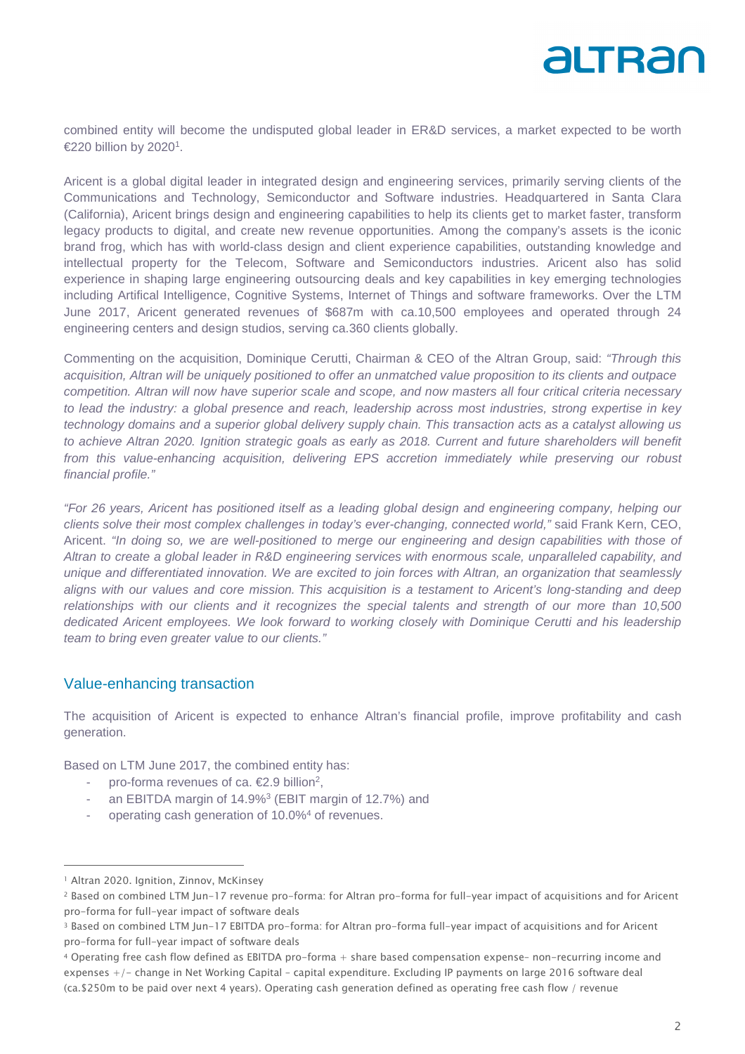combined entity will become the undisputed global leader in ER&D services, a market expected to be worth €220 billion by 2020[1].

Aricent is a global digital leader in integrated design and engineering services, primarily serving clients of the Communications and Technology, Semiconductor and Software industries. Headquartered in Santa Clara (California), Aricent brings design and engineering capabilities to help its clients get to market faster, transform legacy products to digital, and create new revenue opportunities. Among the company's assets is the iconic brand frog, which has with world-class design and client experience capabilities, outstanding knowledge and intellectual property for the Telecom, Software and Semiconductors industries. Aricent also has solid experience in shaping large engineering outsourcing deals and key capabilities in key emerging technologies including Artifical Intelligence, Cognitive Systems, Internet of Things and software frameworks. Over the LTM June 2017, Aricent generated revenues of $687m with ca.10,500 employees and operated through 24 engineering centers and design studios, serving ca.360 clients globally.

Commenting on the acquisition, Dominique Cerutti, Chairman & CEO of the Altran Group, said: *"Through this acquisition, Altran will be uniquely positioned to offer an unmatched value proposition to its clients and outpace competition. Altran will now have superior scale and scope, and now masters all four critical criteria necessary to lead the industry: a global presence and reach, leadership across most industries, strong expertise in key technology domains and a superior global delivery supply chain. This transaction acts as a catalyst allowing us to achieve Altran 2020. Ignition strategic goals as early as 2018. Current and future shareholders will benefit from this value-enhancing acquisition, delivering EPS accretion immediately while preserving our robust financial profile."*

*"For 26 years, Aricent has positioned itself as a leading global design and engineering company, helping our clients solve their most complex challenges in today's ever-changing, connected world,"* said Frank Kern, CEO, Aricent. *"In doing so, we are well-positioned to merge our engineering and design capabilities with those of Altran to create a global leader in R&D engineering services with enormous scale, unparalleled capability, and unique and differentiated innovation. We are excited to join forces with Altran, an organization that seamlessly aligns with our values and core mission. This acquisition is a testament to Aricent's long-standing and deep relationships with our clients and it recognizes the special talents and strength of our more than 10,500 dedicated Aricent employees. We look forward to working closely with Dominique Cerutti and his leadership team to bring even greater value to our clients."*

## Value-enhancing transaction

The acquisition of Aricent is expected to enhance Altran's financial profile, improve profitability and cash generation.

Based on LTM June 2017, the combined entity has:

- pro-forma revenues of ca. €2.9 billion[2],
- an EBITDA margin of 14.9%[3] (EBIT margin of 12.7%) and
- operating cash generation of 10.0%[4] of revenues.

---

[1] Altran 2020. Ignition, Zinnov, McKinsey

[2] Based on combined LTM Jun-17 revenue pro-forma: for Altran pro-forma for full-year impact of acquisitions and for Aricent pro-forma for full-year impact of software deals

[3] Based on combined LTM Jun-17 EBITDA pro-forma: for Altran pro-forma full-year impact of acquisitions and for Aricent pro-forma for full-year impact of software deals

[4] Operating free cash flow defined as EBITDA pro-forma + share based compensation expense– non-recurring income and expenses +/- change in Net Working Capital – capital expenditure. Excluding IP payments on large 2016 software deal (ca.$250m to be paid over next 4 years). Operating cash generation defined as operating free cash flow / revenue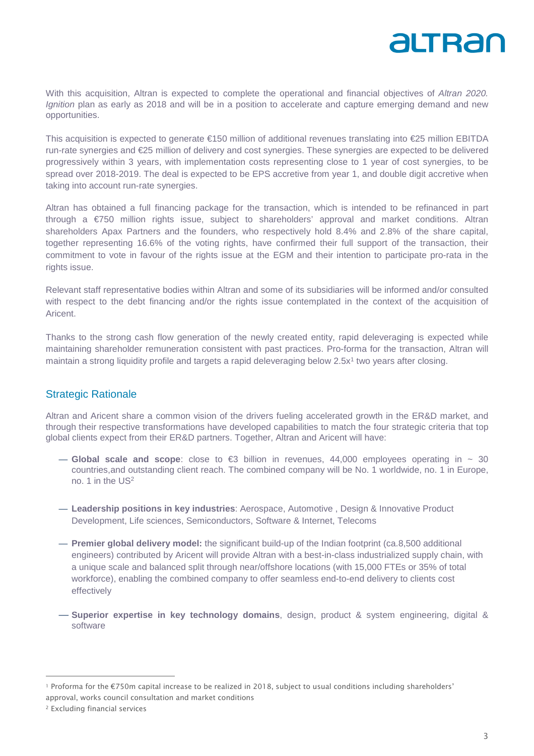With this acquisition, Altran is expected to complete the operational and financial objectives of *Altran 2020. Ignition* plan as early as 2018 and will be in a position to accelerate and capture emerging demand and new opportunities.

This acquisition is expected to generate €150 million of additional revenues translating into €25 million EBITDA run-rate synergies and €25 million of delivery and cost synergies. These synergies are expected to be delivered progressively within 3 years, with implementation costs representing close to 1 year of cost synergies, to be spread over 2018-2019. The deal is expected to be EPS accretive from year 1, and double digit accretive when taking into account run-rate synergies.

Altran has obtained a full financing package for the transaction, which is intended to be refinanced in part through a €750 million rights issue, subject to shareholders' approval and market conditions. Altran shareholders Apax Partners and the founders, who respectively hold 8.4% and 2.8% of the share capital, together representing 16.6% of the voting rights, have confirmed their full support of the transaction, their commitment to vote in favour of the rights issue at the EGM and their intention to participate pro-rata in the rights issue.

Relevant staff representative bodies within Altran and some of its subsidiaries will be informed and/or consulted with respect to the debt financing and/or the rights issue contemplated in the context of the acquisition of Aricent.

Thanks to the strong cash flow generation of the newly created entity, rapid deleveraging is expected while maintaining shareholder remuneration consistent with past practices. Pro-forma for the transaction, Altran will maintain a strong liquidity profile and targets a rapid deleveraging below 2.5x[1] two years after closing.

## Strategic Rationale

Altran and Aricent share a common vision of the drivers fueling accelerated growth in the ER&D market, and through their respective transformations have developed capabilities to match the four strategic criteria that top global clients expect from their ER&D partners. Together, Altran and Aricent will have:

- **Global scale and scope**: close to €3 billion in revenues, 44,000 employees operating in ~ 30 countries,and outstanding client reach. The combined company will be No. 1 worldwide, no. 1 in Europe, no. 1 in the US[2]
- **Leadership positions in key industries**: Aerospace, Automotive , Design & Innovative Product Development, Life sciences, Semiconductors, Software & Internet, Telecoms
- **Premier global delivery model:** the significant build-up of the Indian footprint (ca.8,500 additional engineers) contributed by Aricent will provide Altran with a best-in-class industrialized supply chain, with a unique scale and balanced split through near/offshore locations (with 15,000 FTEs or 35% of total workforce), enabling the combined company to offer seamless end-to-end delivery to clients cost effectively
- **Superior expertise in key technology domains**, design, product & system engineering, digital & software

---

[1] Proforma for the €750m capital increase to be realized in 2018, subject to usual conditions including shareholders' approval, works council consultation and market conditions

[2] Excluding financial services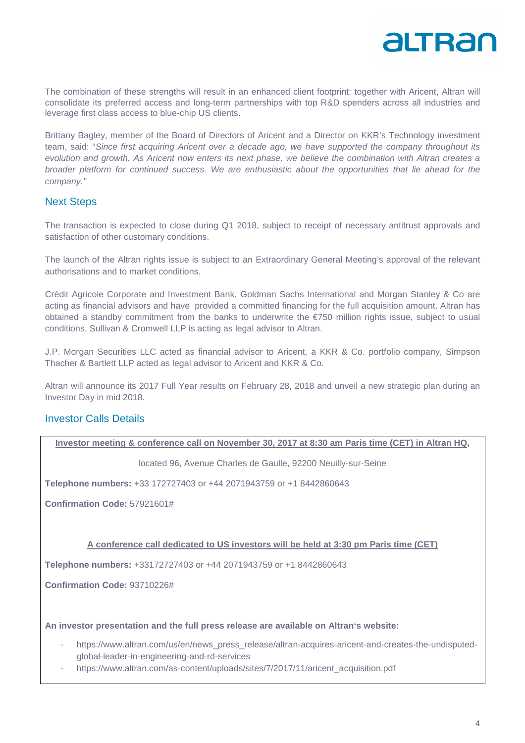The combination of these strengths will result in an enhanced client footprint: together with Aricent, Altran will consolidate its preferred access and long-term partnerships with top R&D spenders across all industries and leverage first class access to blue-chip US clients.

Brittany Bagley, member of the Board of Directors of Aricent and a Director on KKR's Technology investment team, said: "*Since first acquiring Aricent over a decade ago, we have supported the company throughout its evolution and growth. As Aricent now enters its next phase, we believe the combination with Altran creates a broader platform for continued success. We are enthusiastic about the opportunities that lie ahead for the company."*

## Next Steps

The transaction is expected to close during Q1 2018, subject to receipt of necessary antitrust approvals and satisfaction of other customary conditions.

The launch of the Altran rights issue is subject to an Extraordinary General Meeting's approval of the relevant authorisations and to market conditions.

Crédit Agricole Corporate and Investment Bank, Goldman Sachs International and Morgan Stanley & Co are acting as financial advisors and have provided a committed financing for the full acquisition amount. Altran has obtained a standby commitment from the banks to underwrite the €750 million rights issue, subject to usual conditions. Sullivan & Cromwell LLP is acting as legal advisor to Altran.

J.P. Morgan Securities LLC acted as financial advisor to Aricent, a KKR & Co. portfolio company, Simpson Thacher & Bartlett LLP acted as legal advisor to Aricent and KKR & Co.

Altran will announce its 2017 Full Year results on February 28, 2018 and unveil a new strategic plan during an Investor Day in mid 2018.

## Investor Calls Details

**Investor meeting & conference call on November 30, 2017 at 8:30 am Paris time (CET) in Altran HQ,**

located 96, Avenue Charles de Gaulle, 92200 Neuilly-sur-Seine

**Telephone numbers:** +33 172727403 or +44 2071943759 or +1 8442860643

**Confirmation Code:** 57921601#

**A conference call dedicated to US investors will be held at 3:30 pm Paris time (CET)**

**Telephone numbers:** +33172727403 or +44 2071943759 or +1 8442860643

**Confirmation Code:** 93710226#

**An investor presentation and the full press release are available on Altran's website:**

- https://www.altran.com/us/en/news_press_release/altran-acquires-aricent-and-creates-the-undisputed-global-leader-in-engineering-and-rd-services
- https://www.altran.com/as-content/uploads/sites/7/2017/11/aricent_acquisition.pdf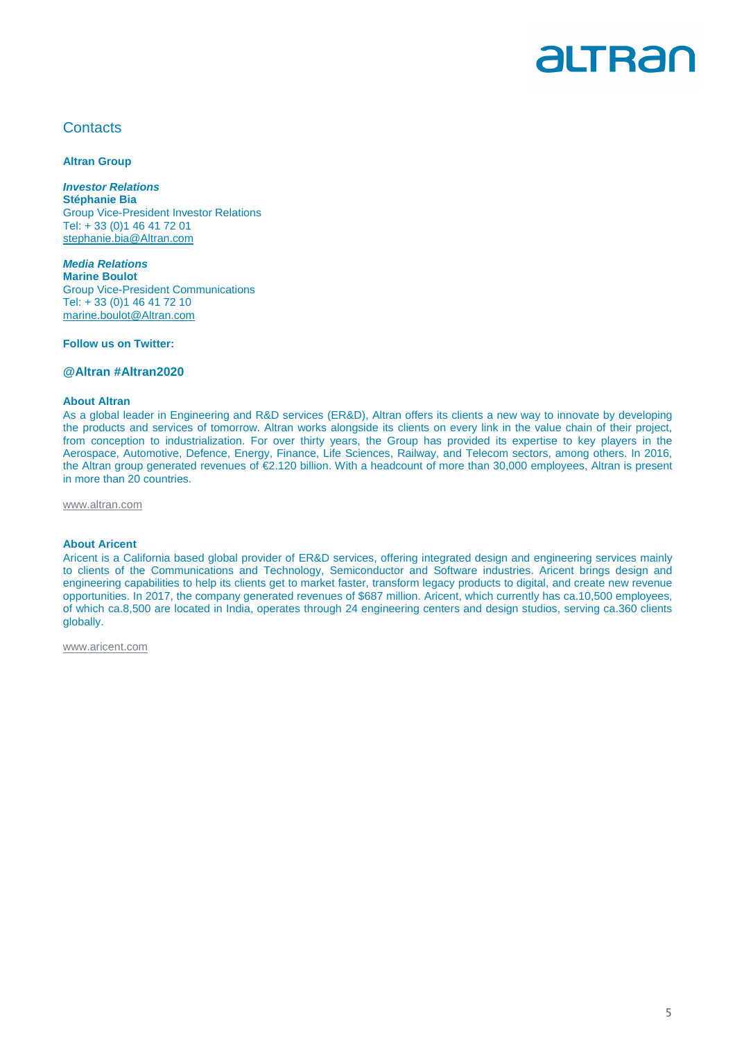## Contacts

**Altran Group**

***Investor Relations***
**Stéphanie Bia**
Group Vice-President Investor Relations
Tel: + 33 (0)1 46 41 72 01
stephanie.bia@Altran.com

***Media Relations***
**Marine Boulot**
Group Vice-President Communications
Tel: + 33 (0)1 46 41 72 10
marine.boulot@Altran.com

**Follow us on Twitter:**

**@Altran #Altran2020**

**About Altran**
As a global leader in Engineering and R&D services (ER&D), Altran offers its clients a new way to innovate by developing the products and services of tomorrow. Altran works alongside its clients on every link in the value chain of their project, from conception to industrialization. For over thirty years, the Group has provided its expertise to key players in the Aerospace, Automotive, Defence, Energy, Finance, Life Sciences, Railway, and Telecom sectors, among others. In 2016, the Altran group generated revenues of €2.120 billion. With a headcount of more than 30,000 employees, Altran is present in more than 20 countries.

www.altran.com

**About Aricent**
Aricent is a California based global provider of ER&D services, offering integrated design and engineering services mainly to clients of the Communications and Technology, Semiconductor and Software industries. Aricent brings design and engineering capabilities to help its clients get to market faster, transform legacy products to digital, and create new revenue opportunities. In 2017, the company generated revenues of $687 million. Aricent, which currently has ca.10,500 employees, of which ca.8,500 are located in India, operates through 24 engineering centers and design studios, serving ca.360 clients globally.

www.aricent.com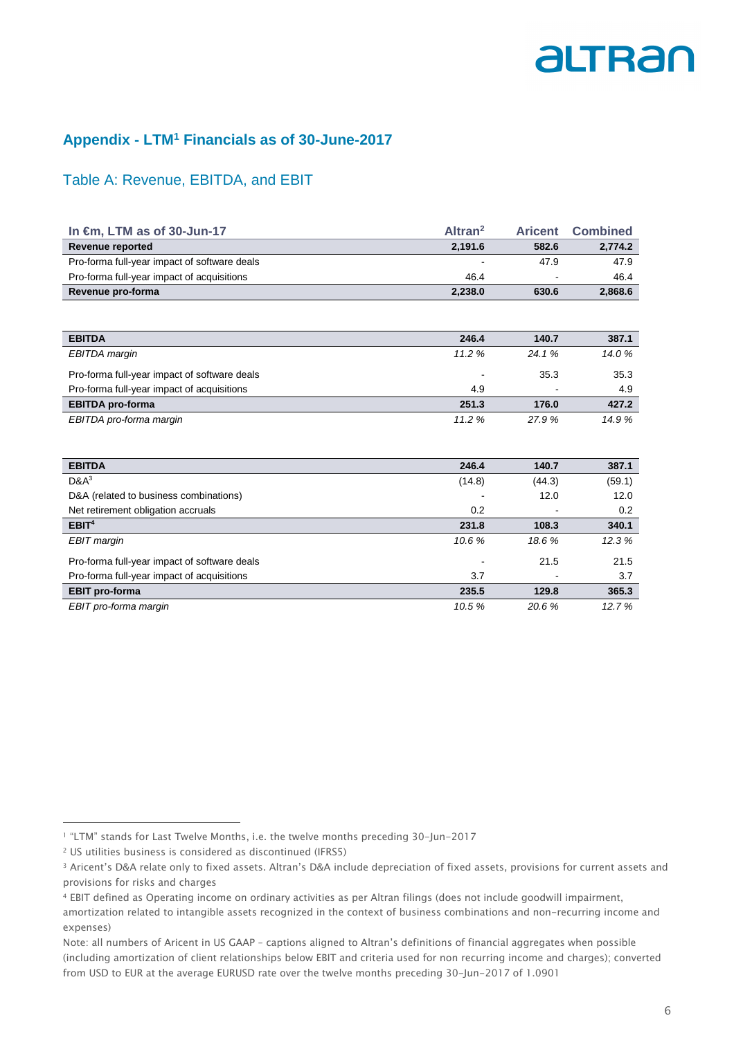## Appendix - LTM[1] Financials as of 30-June-2017

### Table A: Revenue, EBITDA, and EBIT

| In €m, LTM as of 30-Jun-17 | Altran[2] | Aricent | Combined |
|---|---|---|---|
| **Revenue reported** | **2,191.6** | **582.6** | **2,774.2** |
| Pro-forma full-year impact of software deals | - | 47.9 | 47.9 |
| Pro-forma full-year impact of acquisitions | 46.4 | - | 46.4 |
| **Revenue pro-forma** | **2,238.0** | **630.6** | **2,868.6** |

| | | | |
|---|---|---|---|
| **EBITDA** | **246.4** | **140.7** | **387.1** |
| *EBITDA margin* | *11.2 %* | *24.1 %* | *14.0 %* |
| Pro-forma full-year impact of software deals | - | 35.3 | 35.3 |
| Pro-forma full-year impact of acquisitions | 4.9 | - | 4.9 |
| **EBITDA pro-forma** | **251.3** | **176.0** | **427.2** |
| *EBITDA pro-forma margin* | *11.2 %* | *27.9 %* | *14.9 %* |

| | | | |
|---|---|---|---|
| **EBITDA** | **246.4** | **140.7** | **387.1** |
| D&A[3] | (14.8) | (44.3) | (59.1) |
| D&A (related to business combinations) | - | 12.0 | 12.0 |
| Net retirement obligation accruals | 0.2 | - | 0.2 |
| **EBIT[4]** | **231.8** | **108.3** | **340.1** |
| *EBIT margin* | *10.6 %* | *18.6 %* | *12.3 %* |
| Pro-forma full-year impact of software deals | - | 21.5 | 21.5 |
| Pro-forma full-year impact of acquisitions | 3.7 | - | 3.7 |
| **EBIT pro-forma** | **235.5** | **129.8** | **365.3** |
| *EBIT pro-forma margin* | *10.5 %* | *20.6 %* | *12.7 %* |

[1] "LTM" stands for Last Twelve Months, i.e. the twelve months preceding 30-Jun-2017

[2] US utilities business is considered as discontinued (IFRS5)

[3] Aricent's D&A relate only to fixed assets. Altran's D&A include depreciation of fixed assets, provisions for current assets and provisions for risks and charges

[4] EBIT defined as Operating income on ordinary activities as per Altran filings (does not include goodwill impairment, amortization related to intangible assets recognized in the context of business combinations and non-recurring income and expenses)

Note: all numbers of Aricent in US GAAP – captions aligned to Altran's definitions of financial aggregates when possible (including amortization of client relationships below EBIT and criteria used for non recurring income and charges); converted from USD to EUR at the average EURUSD rate over the twelve months preceding 30-Jun-2017 of 1.0901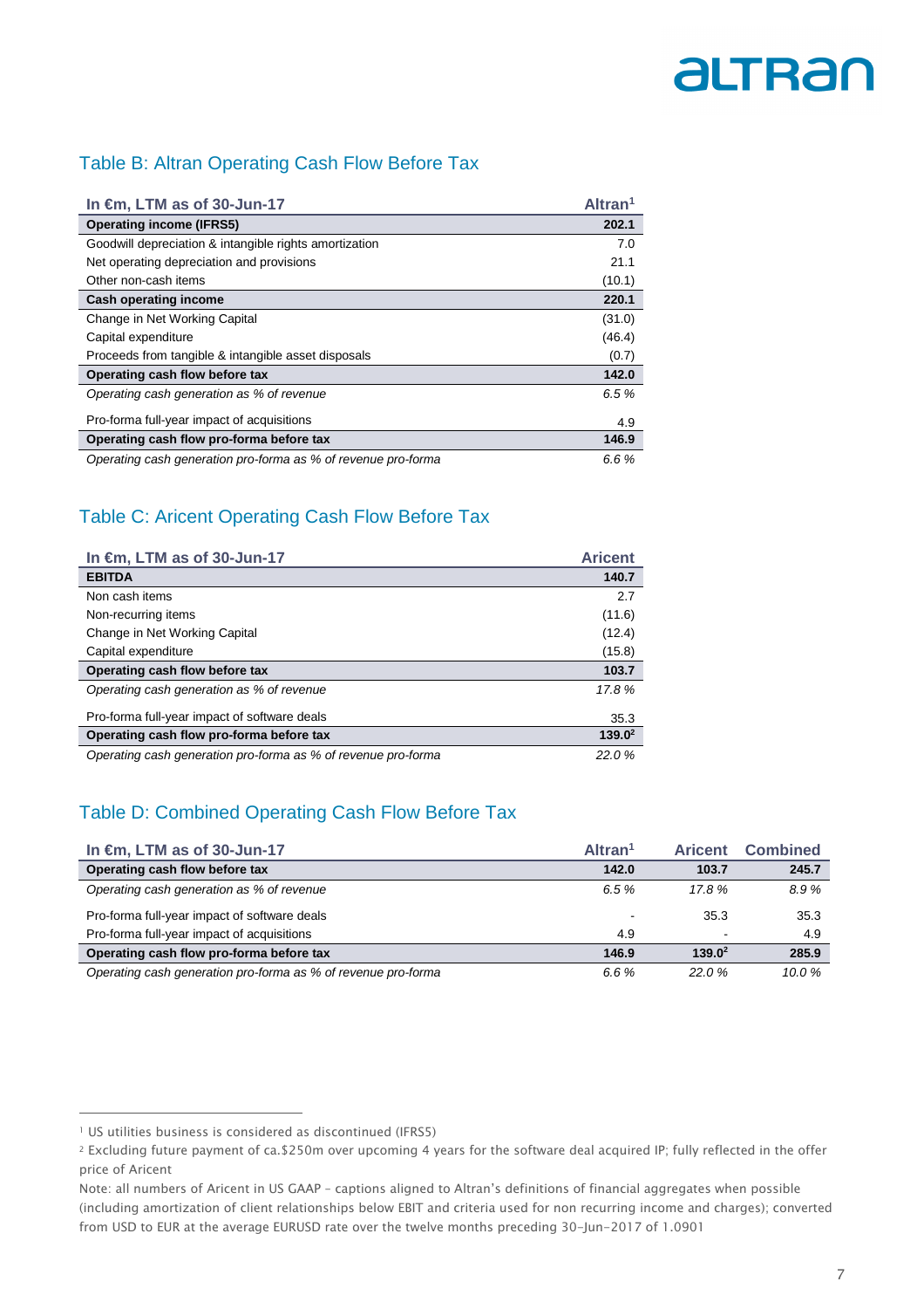## Table B: Altran Operating Cash Flow Before Tax

| In €m, LTM as of 30-Jun-17 | Altran[1] |
|---|---|
| **Operating income (IFRS5)** | **202.1** |
| Goodwill depreciation & intangible rights amortization | 7.0 |
| Net operating depreciation and provisions | 21.1 |
| Other non-cash items | (10.1) |
| **Cash operating income** | **220.1** |
| Change in Net Working Capital | (31.0) |
| Capital expenditure | (46.4) |
| Proceeds from tangible & intangible asset disposals | (0.7) |
| **Operating cash flow before tax** | **142.0** |
| *Operating cash generation as % of revenue* | *6.5 %* |
| Pro-forma full-year impact of acquisitions | 4.9 |
| **Operating cash flow pro-forma before tax** | **146.9** |
| *Operating cash generation pro-forma as % of revenue pro-forma* | *6.6 %* |

## Table C: Aricent Operating Cash Flow Before Tax

| In €m, LTM as of 30-Jun-17 | Aricent |
|---|---|
| **EBITDA** | **140.7** |
| Non cash items | 2.7 |
| Non-recurring items | (11.6) |
| Change in Net Working Capital | (12.4) |
| Capital expenditure | (15.8) |
| **Operating cash flow before tax** | **103.7** |
| *Operating cash generation as % of revenue* | *17.8 %* |
| Pro-forma full-year impact of software deals | 35.3 |
| **Operating cash flow pro-forma before tax** | **139.0[2]** |
| *Operating cash generation pro-forma as % of revenue pro-forma* | *22.0 %* |

## Table D: Combined Operating Cash Flow Before Tax

| In €m, LTM as of 30-Jun-17 | Altran[1] | Aricent | Combined |
|---|---|---|---|
| **Operating cash flow before tax** | **142.0** | **103.7** | **245.7** |
| *Operating cash generation as % of revenue* | *6.5 %* | *17.8 %* | *8.9 %* |
| Pro-forma full-year impact of software deals | - | 35.3 | 35.3 |
| Pro-forma full-year impact of acquisitions | 4.9 | - | 4.9 |
| **Operating cash flow pro-forma before tax** | **146.9** | **139.0[2]** | **285.9** |
| *Operating cash generation pro-forma as % of revenue pro-forma* | *6.6 %* | *22.0 %* | *10.0 %* |

[1] US utilities business is considered as discontinued (IFRS5)

[2] Excluding future payment of ca.$250m over upcoming 4 years for the software deal acquired IP; fully reflected in the offer price of Aricent

Note: all numbers of Aricent in US GAAP – captions aligned to Altran's definitions of financial aggregates when possible (including amortization of client relationships below EBIT and criteria used for non recurring income and charges); converted from USD to EUR at the average EURUSD rate over the twelve months preceding 30-Jun-2017 of 1.0901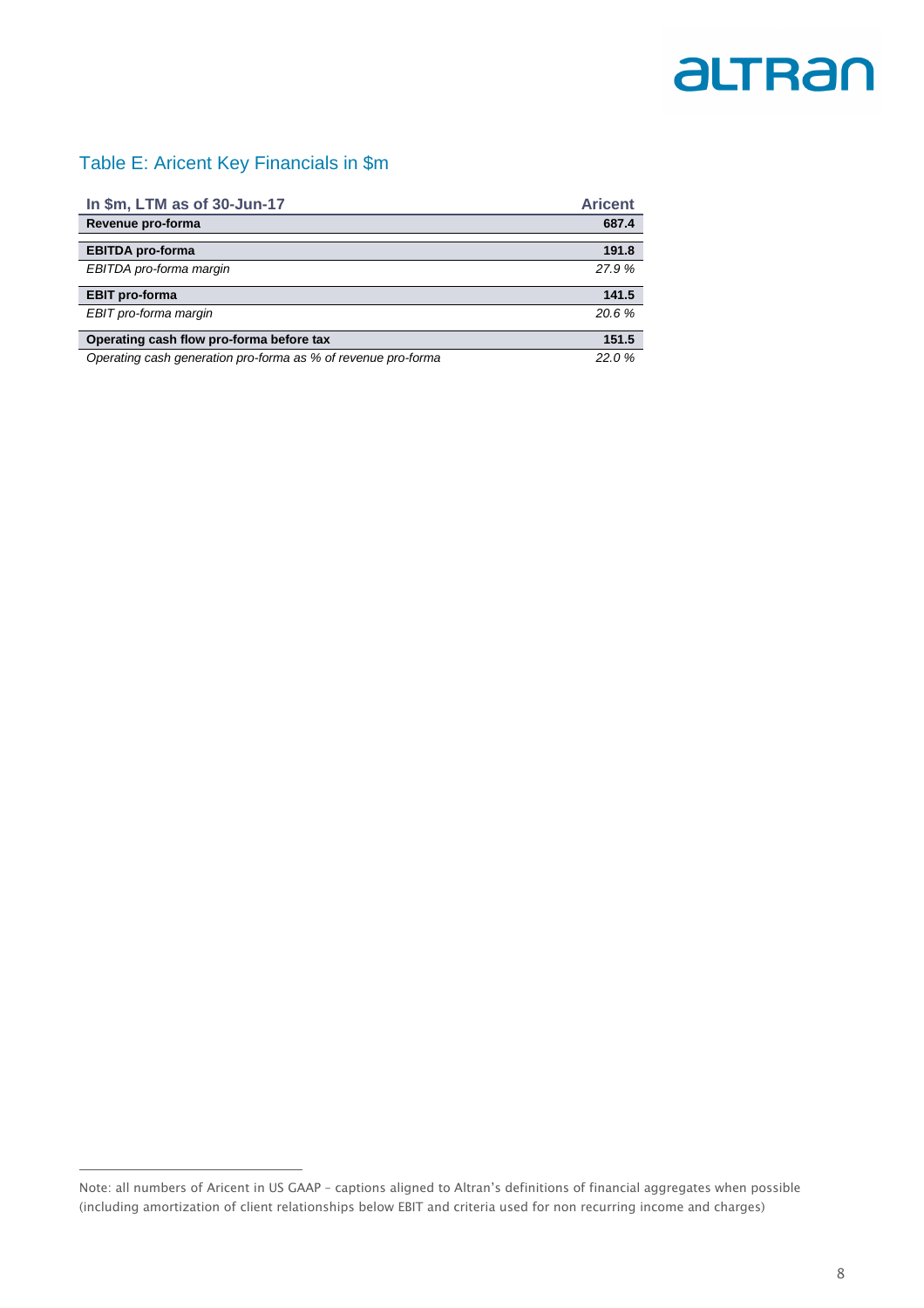## Table E: Aricent Key Financials in $m

| In $m, LTM as of 30-Jun-17 | Aricent |
|---|---|
| **Revenue pro-forma** | **687.4** |
| **EBITDA pro-forma** | **191.8** |
| *EBITDA pro-forma margin* | *27.9 %* |
| **EBIT pro-forma** | **141.5** |
| *EBIT pro-forma margin* | *20.6 %* |
| **Operating cash flow pro-forma before tax** | **151.5** |
| *Operating cash generation pro-forma as % of revenue pro-forma* | *22.0 %* |

Note: all numbers of Aricent in US GAAP – captions aligned to Altran's definitions of financial aggregates when possible (including amortization of client relationships below EBIT and criteria used for non recurring income and charges)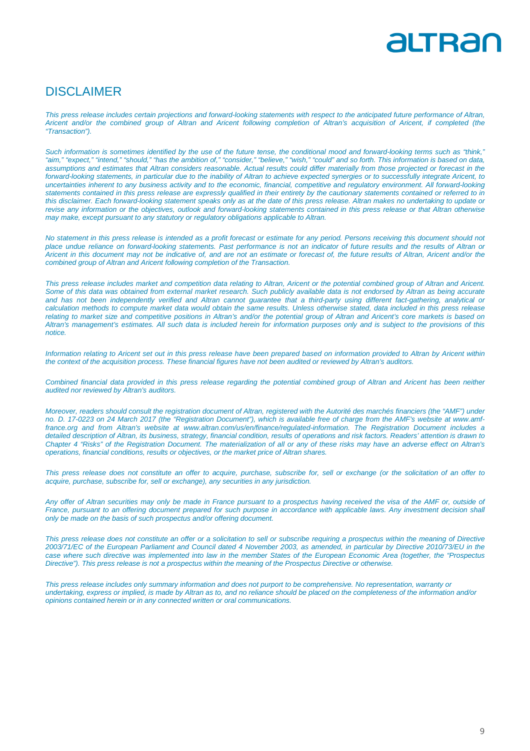# DISCLAIMER

*This press release includes certain projections and forward-looking statements with respect to the anticipated future performance of Altran, Aricent and/or the combined group of Altran and Aricent following completion of Altran's acquisition of Aricent, if completed (the "Transaction").*

*Such information is sometimes identified by the use of the future tense, the conditional mood and forward-looking terms such as "think," "aim," "expect," "intend," "should," "has the ambition of," "consider," "believe," "wish," "could" and so forth. This information is based on data, assumptions and estimates that Altran considers reasonable. Actual results could differ materially from those projected or forecast in the forward-looking statements, in particular due to the inability of Altran to achieve expected synergies or to successfully integrate Aricent, to uncertainties inherent to any business activity and to the economic, financial, competitive and regulatory environment. All forward-looking statements contained in this press release are expressly qualified in their entirety by the cautionary statements contained or referred to in this disclaimer. Each forward-looking statement speaks only as at the date of this press release. Altran makes no undertaking to update or revise any information or the objectives, outlook and forward-looking statements contained in this press release or that Altran otherwise may make, except pursuant to any statutory or regulatory obligations applicable to Altran.*

*No statement in this press release is intended as a profit forecast or estimate for any period. Persons receiving this document should not place undue reliance on forward-looking statements. Past performance is not an indicator of future results and the results of Altran or Aricent in this document may not be indicative of, and are not an estimate or forecast of, the future results of Altran, Aricent and/or the combined group of Altran and Aricent following completion of the Transaction.*

*This press release includes market and competition data relating to Altran, Aricent or the potential combined group of Altran and Aricent. Some of this data was obtained from external market research. Such publicly available data is not endorsed by Altran as being accurate and has not been independently verified and Altran cannot guarantee that a third-party using different fact-gathering, analytical or calculation methods to compute market data would obtain the same results. Unless otherwise stated, data included in this press release relating to market size and competitive positions in Altran's and/or the potential group of Altran and Aricent's core markets is based on Altran's management's estimates. All such data is included herein for information purposes only and is subject to the provisions of this notice.*

*Information relating to Aricent set out in this press release have been prepared based on information provided to Altran by Aricent within the context of the acquisition process. These financial figures have not been audited or reviewed by Altran's auditors.*

*Combined financial data provided in this press release regarding the potential combined group of Altran and Aricent has been neither audited nor reviewed by Altran's auditors.*

*Moreover, readers should consult the registration document of Altran, registered with the Autorité des marchés financiers (the "AMF") under no. D. 17-0223 on 24 March 2017 (the "Registration Document"), which is available free of charge from the AMF's website at www.amf-france.org and from Altran's website at www.altran.com/us/en/finance/regulated-information. The Registration Document includes a detailed description of Altran, its business, strategy, financial condition, results of operations and risk factors. Readers' attention is drawn to Chapter 4 "Risks" of the Registration Document. The materialization of all or any of these risks may have an adverse effect on Altran's operations, financial conditions, results or objectives, or the market price of Altran shares.*

*This press release does not constitute an offer to acquire, purchase, subscribe for, sell or exchange (or the solicitation of an offer to acquire, purchase, subscribe for, sell or exchange), any securities in any jurisdiction.*

*Any offer of Altran securities may only be made in France pursuant to a prospectus having received the visa of the AMF or, outside of France, pursuant to an offering document prepared for such purpose in accordance with applicable laws. Any investment decision shall only be made on the basis of such prospectus and/or offering document.*

*This press release does not constitute an offer or a solicitation to sell or subscribe requiring a prospectus within the meaning of Directive 2003/71/EC of the European Parliament and Council dated 4 November 2003, as amended, in particular by Directive 2010/73/EU in the case where such directive was implemented into law in the member States of the European Economic Area (together, the "Prospectus Directive"). This press release is not a prospectus within the meaning of the Prospectus Directive or otherwise.*

*This press release includes only summary information and does not purport to be comprehensive. No representation, warranty or undertaking, express or implied, is made by Altran as to, and no reliance should be placed on the completeness of the information and/or opinions contained herein or in any connected written or oral communications.*